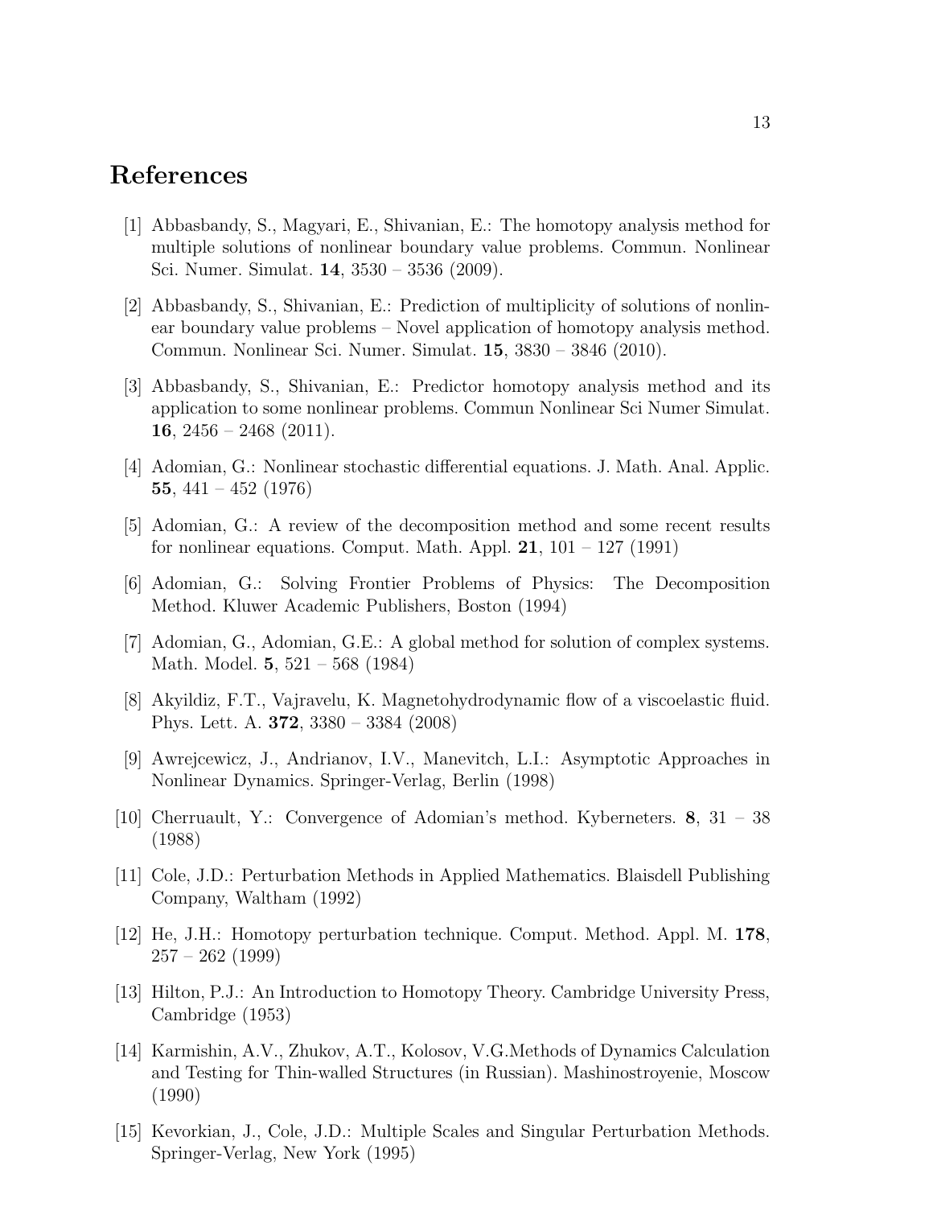# References

[1] Abbasbandy, S., Magyari, E., Shivanian, E.: The homotopy analysis method for multiple solutions of nonlinear boundary value problems. Commun. Nonlinear Sci. Numer. Simulat. **14**, 3530 – 3536 (2009).

[2] Abbasbandy, S., Shivanian, E.: Prediction of multiplicity of solutions of nonlinear boundary value problems – Novel application of homotopy analysis method. Commun. Nonlinear Sci. Numer. Simulat. **15**, 3830 – 3846 (2010).

[3] Abbasbandy, S., Shivanian, E.: Predictor homotopy analysis method and its application to some nonlinear problems. Commun Nonlinear Sci Numer Simulat. **16**, 2456 – 2468 (2011).

[4] Adomian, G.: Nonlinear stochastic differential equations. J. Math. Anal. Applic. **55**, 441 – 452 (1976)

[5] Adomian, G.: A review of the decomposition method and some recent results for nonlinear equations. Comput. Math. Appl. **21**, 101 – 127 (1991)

[6] Adomian, G.: Solving Frontier Problems of Physics: The Decomposition Method. Kluwer Academic Publishers, Boston (1994)

[7] Adomian, G., Adomian, G.E.: A global method for solution of complex systems. Math. Model. **5**, 521 – 568 (1984)

[8] Akyildiz, F.T., Vajravelu, K. Magnetohydrodynamic flow of a viscoelastic fluid. Phys. Lett. A. **372**, 3380 – 3384 (2008)

[9] Awrejcewicz, J., Andrianov, I.V., Manevitch, L.I.: Asymptotic Approaches in Nonlinear Dynamics. Springer-Verlag, Berlin (1998)

[10] Cherruault, Y.: Convergence of Adomian's method. Kyberneters. **8**, 31 – 38 (1988)

[11] Cole, J.D.: Perturbation Methods in Applied Mathematics. Blaisdell Publishing Company, Waltham (1992)

[12] He, J.H.: Homotopy perturbation technique. Comput. Method. Appl. M. **178**, 257 – 262 (1999)

[13] Hilton, P.J.: An Introduction to Homotopy Theory. Cambridge University Press, Cambridge (1953)

[14] Karmishin, A.V., Zhukov, A.T., Kolosov, V.G.Methods of Dynamics Calculation and Testing for Thin-walled Structures (in Russian). Mashinostroyenie, Moscow (1990)

[15] Kevorkian, J., Cole, J.D.: Multiple Scales and Singular Perturbation Methods. Springer-Verlag, New York (1995)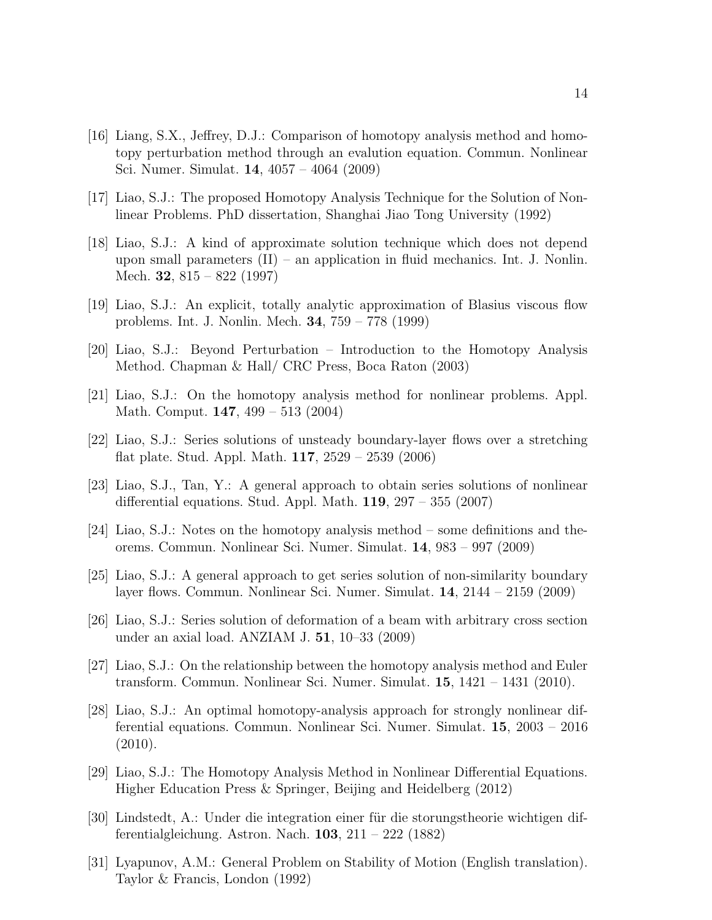[16] Liang, S.X., Jeffrey, D.J.: Comparison of homotopy analysis method and homotopy perturbation method through an evalution equation. Commun. Nonlinear Sci. Numer. Simulat. **14**, 4057 – 4064 (2009)

[17] Liao, S.J.: The proposed Homotopy Analysis Technique for the Solution of Nonlinear Problems. PhD dissertation, Shanghai Jiao Tong University (1992)

[18] Liao, S.J.: A kind of approximate solution technique which does not depend upon small parameters (II) – an application in fluid mechanics. Int. J. Nonlin. Mech. **32**, 815 – 822 (1997)

[19] Liao, S.J.: An explicit, totally analytic approximation of Blasius viscous flow problems. Int. J. Nonlin. Mech. **34**, 759 – 778 (1999)

[20] Liao, S.J.: Beyond Perturbation – Introduction to the Homotopy Analysis Method. Chapman & Hall/ CRC Press, Boca Raton (2003)

[21] Liao, S.J.: On the homotopy analysis method for nonlinear problems. Appl. Math. Comput. **147**, 499 – 513 (2004)

[22] Liao, S.J.: Series solutions of unsteady boundary-layer flows over a stretching flat plate. Stud. Appl. Math. **117**, 2529 – 2539 (2006)

[23] Liao, S.J., Tan, Y.: A general approach to obtain series solutions of nonlinear differential equations. Stud. Appl. Math. **119**, 297 – 355 (2007)

[24] Liao, S.J.: Notes on the homotopy analysis method – some definitions and theorems. Commun. Nonlinear Sci. Numer. Simulat. **14**, 983 – 997 (2009)

[25] Liao, S.J.: A general approach to get series solution of non-similarity boundary layer flows. Commun. Nonlinear Sci. Numer. Simulat. **14**, 2144 – 2159 (2009)

[26] Liao, S.J.: Series solution of deformation of a beam with arbitrary cross section under an axial load. ANZIAM J. **51**, 10–33 (2009)

[27] Liao, S.J.: On the relationship between the homotopy analysis method and Euler transform. Commun. Nonlinear Sci. Numer. Simulat. **15**, 1421 – 1431 (2010).

[28] Liao, S.J.: An optimal homotopy-analysis approach for strongly nonlinear differential equations. Commun. Nonlinear Sci. Numer. Simulat. **15**, 2003 – 2016 (2010).

[29] Liao, S.J.: The Homotopy Analysis Method in Nonlinear Differential Equations. Higher Education Press & Springer, Beijing and Heidelberg (2012)

[30] Lindstedt, A.: Under die integration einer für die storungstheorie wichtigen differentialgleichung. Astron. Nach. **103**, 211 – 222 (1882)

[31] Lyapunov, A.M.: General Problem on Stability of Motion (English translation). Taylor & Francis, London (1992)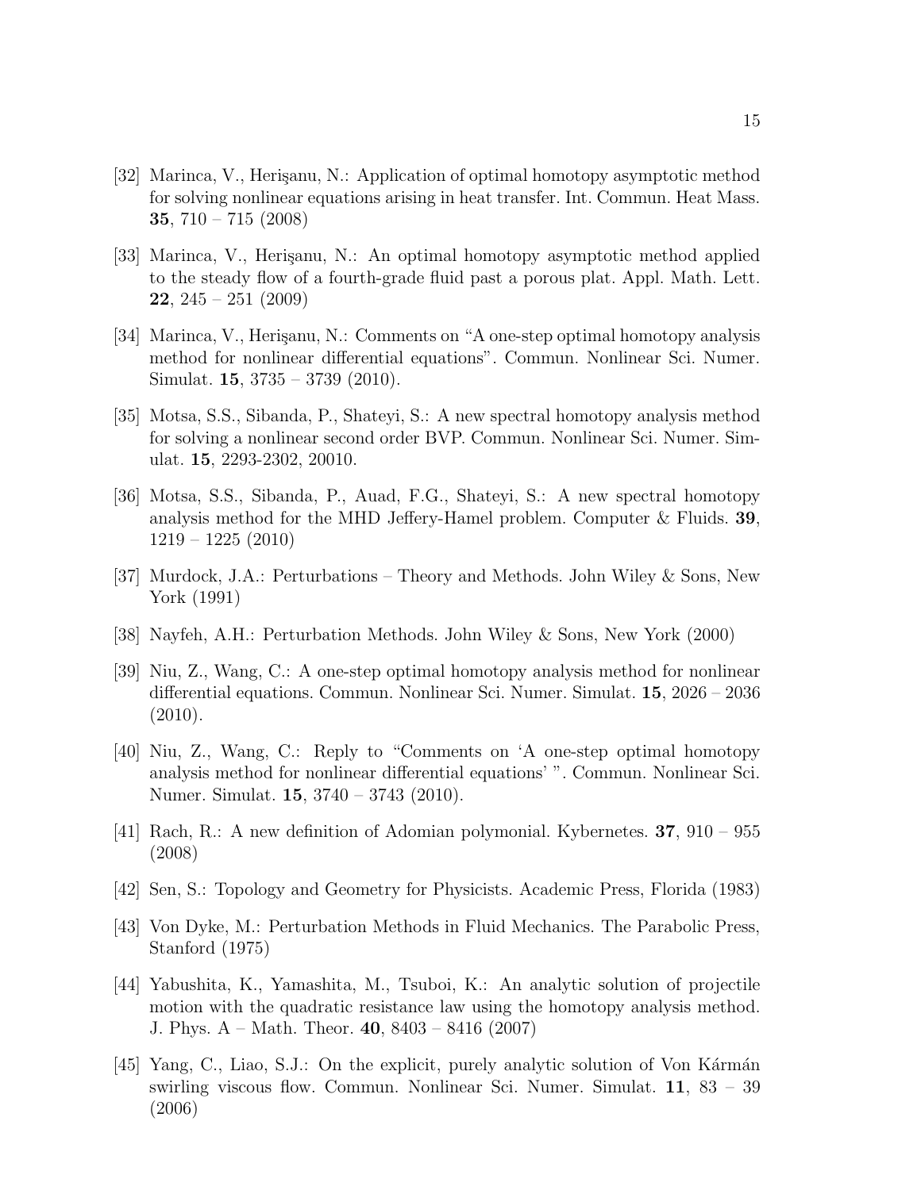[32] Marinca, V., Herişanu, N.: Application of optimal homotopy asymptotic method for solving nonlinear equations arising in heat transfer. Int. Commun. Heat Mass. **35**, 710 – 715 (2008)

[33] Marinca, V., Herişanu, N.: An optimal homotopy asymptotic method applied to the steady flow of a fourth-grade fluid past a porous plat. Appl. Math. Lett. **22**, 245 – 251 (2009)

[34] Marinca, V., Herişanu, N.: Comments on "A one-step optimal homotopy analysis method for nonlinear differential equations". Commun. Nonlinear Sci. Numer. Simulat. **15**, 3735 – 3739 (2010).

[35] Motsa, S.S., Sibanda, P., Shateyi, S.: A new spectral homotopy analysis method for solving a nonlinear second order BVP. Commun. Nonlinear Sci. Numer. Simulat. **15**, 2293-2302, 20010.

[36] Motsa, S.S., Sibanda, P., Auad, F.G., Shateyi, S.: A new spectral homotopy analysis method for the MHD Jeffery-Hamel problem. Computer & Fluids. **39**, 1219 – 1225 (2010)

[37] Murdock, J.A.: Perturbations – Theory and Methods. John Wiley & Sons, New York (1991)

[38] Nayfeh, A.H.: Perturbation Methods. John Wiley & Sons, New York (2000)

[39] Niu, Z., Wang, C.: A one-step optimal homotopy analysis method for nonlinear differential equations. Commun. Nonlinear Sci. Numer. Simulat. **15**, 2026 – 2036 (2010).

[40] Niu, Z., Wang, C.: Reply to "Comments on 'A one-step optimal homotopy analysis method for nonlinear differential equations' ". Commun. Nonlinear Sci. Numer. Simulat. **15**, 3740 – 3743 (2010).

[41] Rach, R.: A new definition of Adomian polymonial. Kybernetes. **37**, 910 – 955 (2008)

[42] Sen, S.: Topology and Geometry for Physicists. Academic Press, Florida (1983)

[43] Von Dyke, M.: Perturbation Methods in Fluid Mechanics. The Parabolic Press, Stanford (1975)

[44] Yabushita, K., Yamashita, M., Tsuboi, K.: An analytic solution of projectile motion with the quadratic resistance law using the homotopy analysis method. J. Phys. A – Math. Theor. **40**, 8403 – 8416 (2007)

[45] Yang, C., Liao, S.J.: On the explicit, purely analytic solution of Von Kármán swirling viscous flow. Commun. Nonlinear Sci. Numer. Simulat. **11**, 83 – 39 (2006)